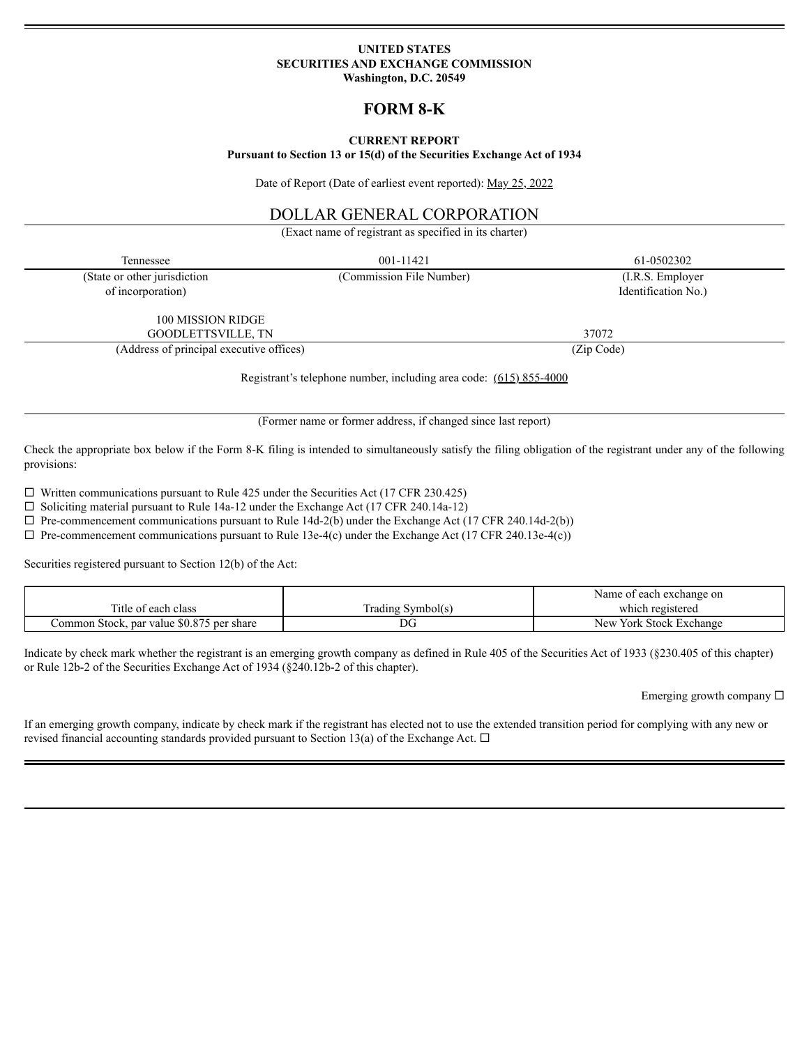**UNITED STATES**
**SECURITIES AND EXCHANGE COMMISSION**
**Washington, D.C. 20549**

# FORM 8-K

**CURRENT REPORT**
**Pursuant to Section 13 or 15(d) of the Securities Exchange Act of 1934**

Date of Report (Date of earliest event reported): May 25, 2022

## DOLLAR GENERAL CORPORATION

(Exact name of registrant as specified in its charter)

| Tennessee | 001-11421 | 61-0502302 |
|---|---|---|
| (State or other jurisdiction of incorporation) | (Commission File Number) | (I.R.S. Employer Identification No.) |

| 100 MISSION RIDGE GOODLETTSVILLE, TN | 37072 |
|---|---|
| (Address of principal executive offices) | (Zip Code) |

Registrant's telephone number, including area code: (615) 855-4000

(Former name or former address, if changed since last report)

Check the appropriate box below if the Form 8-K filing is intended to simultaneously satisfy the filing obligation of the registrant under any of the following provisions:

☐ Written communications pursuant to Rule 425 under the Securities Act (17 CFR 230.425)
☐ Soliciting material pursuant to Rule 14a-12 under the Exchange Act (17 CFR 240.14a-12)
☐ Pre-commencement communications pursuant to Rule 14d-2(b) under the Exchange Act (17 CFR 240.14d-2(b))
☐ Pre-commencement communications pursuant to Rule 13e-4(c) under the Exchange Act (17 CFR 240.13e-4(c))

Securities registered pursuant to Section 12(b) of the Act:

| Title of each class | Trading Symbol(s) | Name of each exchange on which registered |
|---|---|---|
| Common Stock, par value $0.875 per share | DG | New York Stock Exchange |

Indicate by check mark whether the registrant is an emerging growth company as defined in Rule 405 of the Securities Act of 1933 (§230.405 of this chapter) or Rule 12b-2 of the Securities Exchange Act of 1934 (§240.12b-2 of this chapter).

Emerging growth company ☐

If an emerging growth company, indicate by check mark if the registrant has elected not to use the extended transition period for complying with any new or revised financial accounting standards provided pursuant to Section 13(a) of the Exchange Act. ☐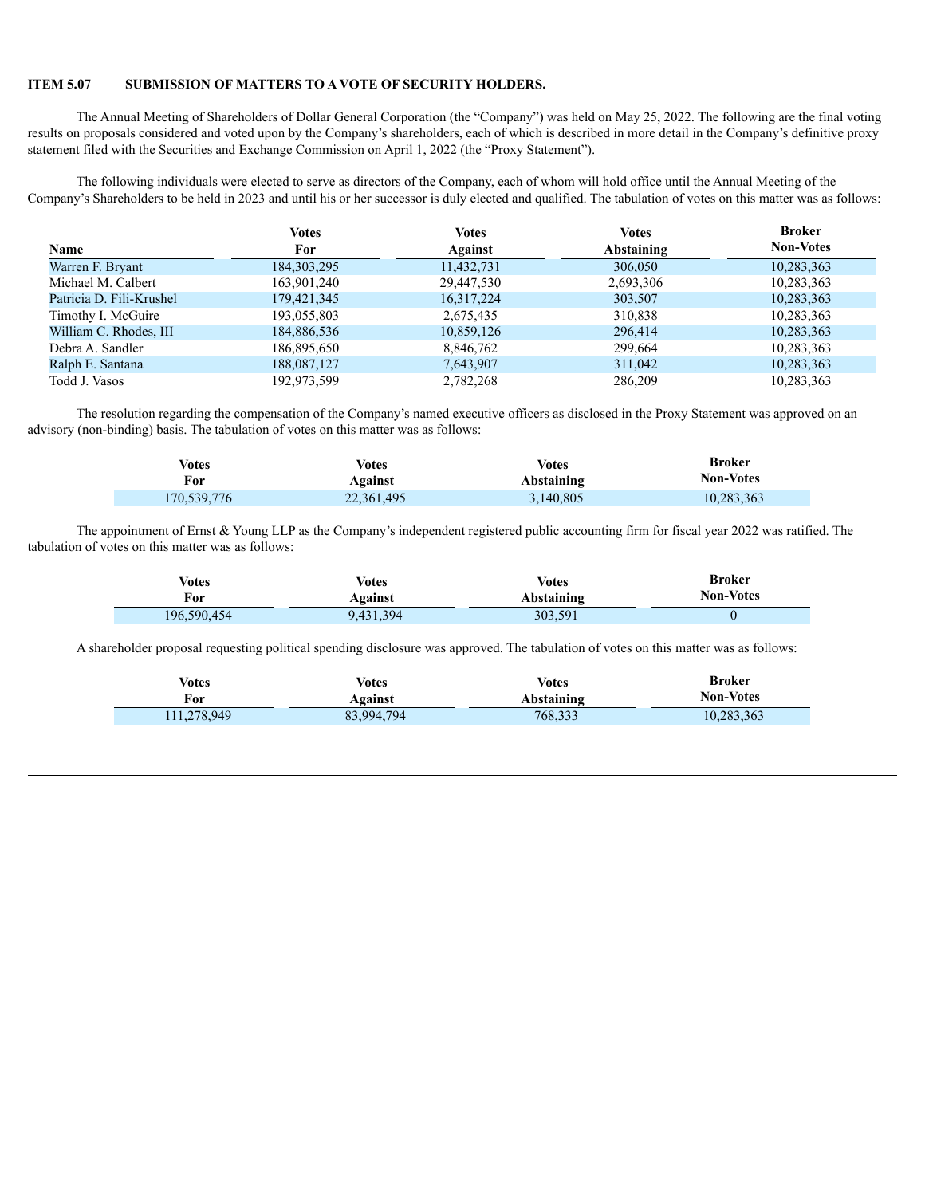**ITEM 5.07 SUBMISSION OF MATTERS TO A VOTE OF SECURITY HOLDERS.**

The Annual Meeting of Shareholders of Dollar General Corporation (the "Company") was held on May 25, 2022. The following are the final voting results on proposals considered and voted upon by the Company's shareholders, each of which is described in more detail in the Company's definitive proxy statement filed with the Securities and Exchange Commission on April 1, 2022 (the "Proxy Statement").

The following individuals were elected to serve as directors of the Company, each of whom will hold office until the Annual Meeting of the Company's Shareholders to be held in 2023 and until his or her successor is duly elected and qualified. The tabulation of votes on this matter was as follows:

| Name | Votes For | Votes Against | Votes Abstaining | Broker Non-Votes |
|---|---|---|---|---|
| Warren F. Bryant | 184,303,295 | 11,432,731 | 306,050 | 10,283,363 |
| Michael M. Calbert | 163,901,240 | 29,447,530 | 2,693,306 | 10,283,363 |
| Patricia D. Fili-Krushel | 179,421,345 | 16,317,224 | 303,507 | 10,283,363 |
| Timothy I. McGuire | 193,055,803 | 2,675,435 | 310,838 | 10,283,363 |
| William C. Rhodes, III | 184,886,536 | 10,859,126 | 296,414 | 10,283,363 |
| Debra A. Sandler | 186,895,650 | 8,846,762 | 299,664 | 10,283,363 |
| Ralph E. Santana | 188,087,127 | 7,643,907 | 311,042 | 10,283,363 |
| Todd J. Vasos | 192,973,599 | 2,782,268 | 286,209 | 10,283,363 |

The resolution regarding the compensation of the Company's named executive officers as disclosed in the Proxy Statement was approved on an advisory (non-binding) basis. The tabulation of votes on this matter was as follows:

| Votes For | Votes Against | Votes Abstaining | Broker Non-Votes |
|---|---|---|---|
| 170,539,776 | 22,361,495 | 3,140,805 | 10,283,363 |

The appointment of Ernst & Young LLP as the Company's independent registered public accounting firm for fiscal year 2022 was ratified. The tabulation of votes on this matter was as follows:

| Votes For | Votes Against | Votes Abstaining | Broker Non-Votes |
|---|---|---|---|
| 196,590,454 | 9,431,394 | 303,591 | 0 |

A shareholder proposal requesting political spending disclosure was approved. The tabulation of votes on this matter was as follows:

| Votes For | Votes Against | Votes Abstaining | Broker Non-Votes |
|---|---|---|---|
| 111,278,949 | 83,994,794 | 768,333 | 10,283,363 |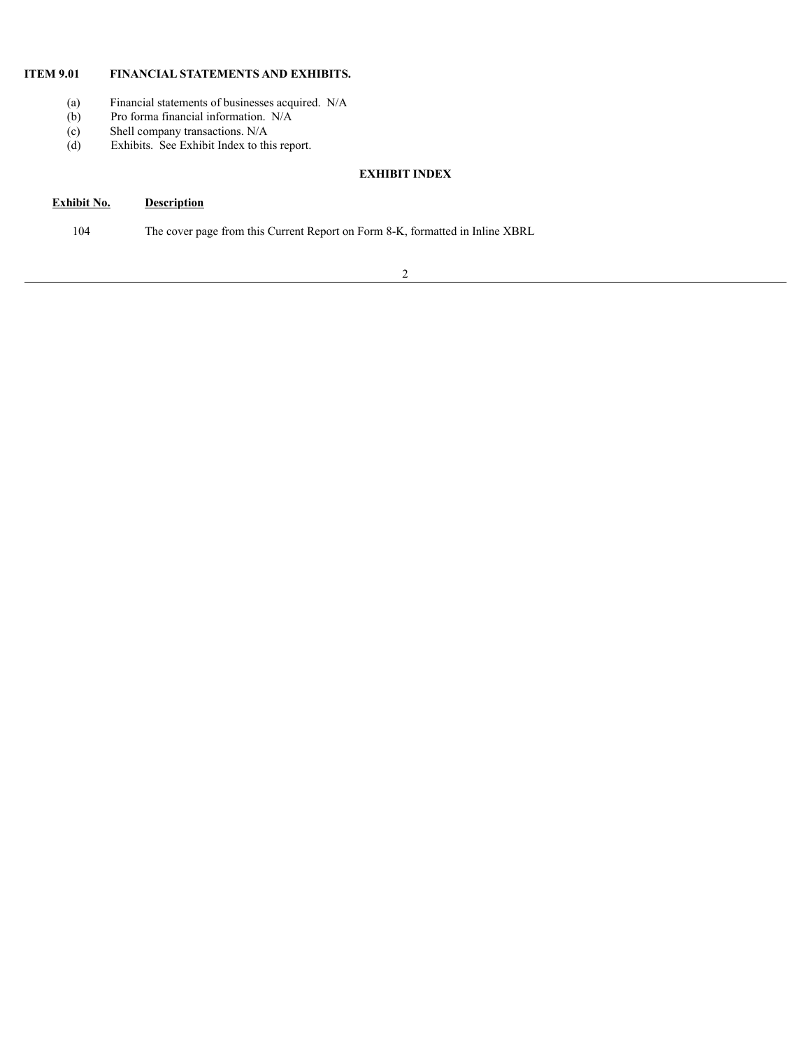## ITEM 9.01 FINANCIAL STATEMENTS AND EXHIBITS.

(a) Financial statements of businesses acquired. N/A

(b) Pro forma financial information. N/A

(c) Shell company transactions. N/A

(d) Exhibits. See Exhibit Index to this report.

### EXHIBIT INDEX

| Exhibit No. | Description |
| --- | --- |
| 104 | The cover page from this Current Report on Form 8-K, formatted in Inline XBRL |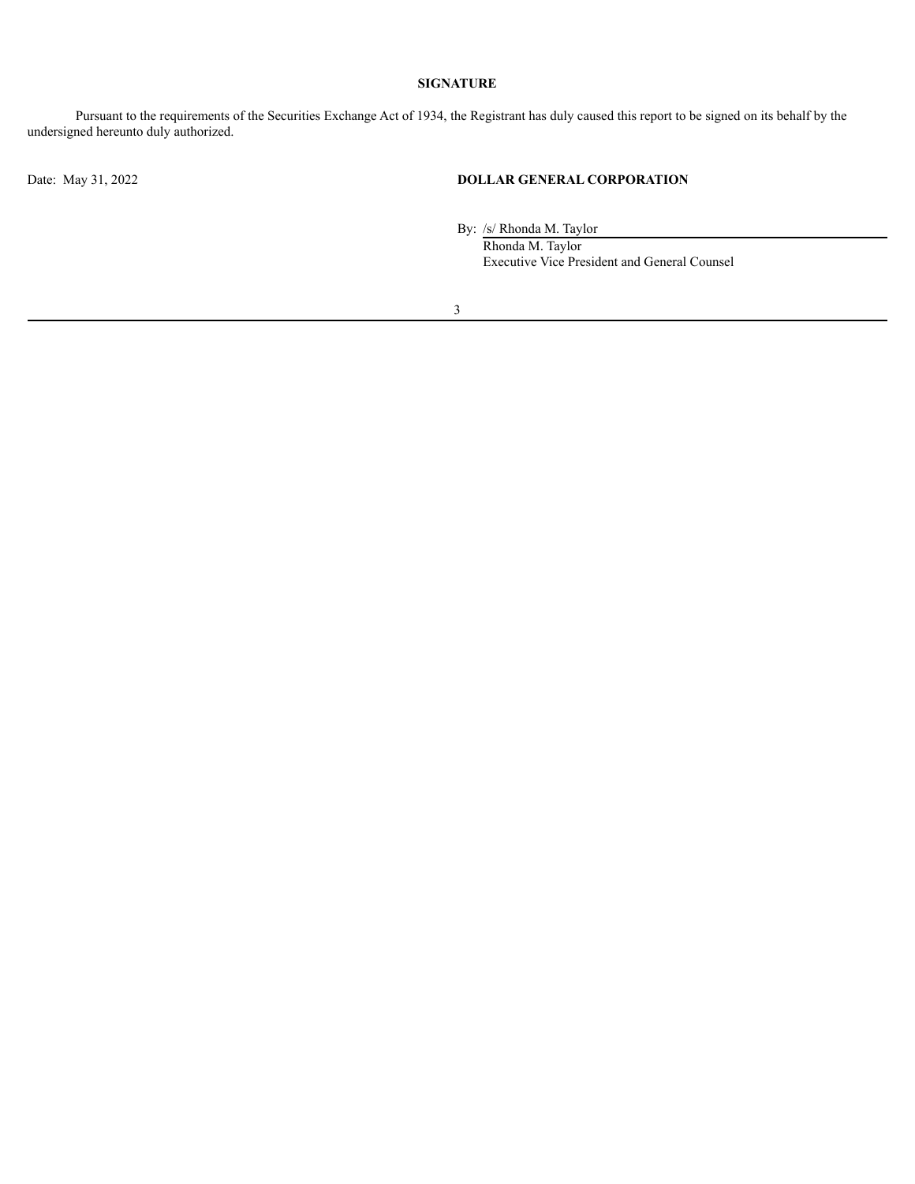**SIGNATURE**

Pursuant to the requirements of the Securities Exchange Act of 1934, the Registrant has duly caused this report to be signed on its behalf by the undersigned hereunto duly authorized.

Date: May 31, 2022

**DOLLAR GENERAL CORPORATION**

By: /s/ Rhonda M. Taylor
Rhonda M. Taylor
Executive Vice President and General Counsel